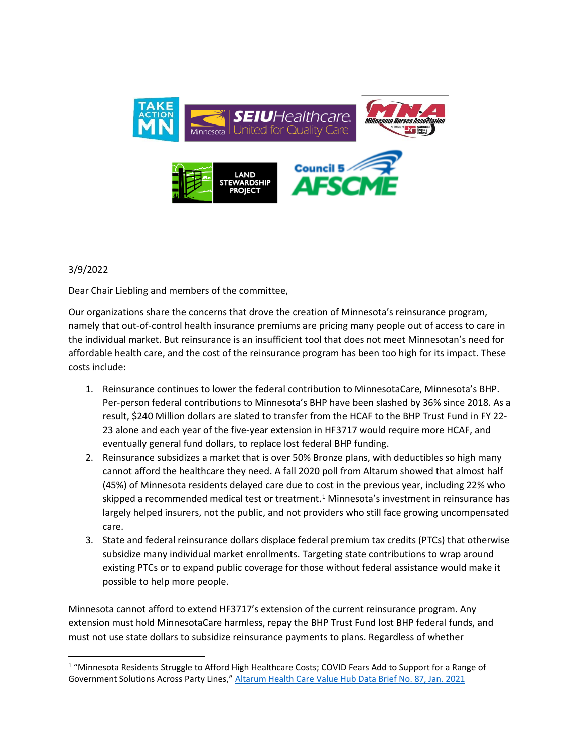3/9/2022

Dear Chair Liebling and members of the committee,

Our organizations share the concerns that drove the creation of Minnesota's reinsurance program, namely that out-of-control health insurance premiums are pricing many people out of access to care in the individual market. But reinsurance is an insufficient tool that does not meet Minnesotan's need for affordable health care, and the cost of the reinsurance program has been too high for its impact. These costs include:

1. Reinsurance continues to lower the federal contribution to MinnesotaCare, Minnesota's BHP. Per-person federal contributions to Minnesota's BHP have been slashed by 36% since 2018. As a result, $240 Million dollars are slated to transfer from the HCAF to the BHP Trust Fund in FY 22-23 alone and each year of the five-year extension in HF3717 would require more HCAF, and eventually general fund dollars, to replace lost federal BHP funding.
2. Reinsurance subsidizes a market that is over 50% Bronze plans, with deductibles so high many cannot afford the healthcare they need. A fall 2020 poll from Altarum showed that almost half (45%) of Minnesota residents delayed care due to cost in the previous year, including 22% who skipped a recommended medical test or treatment.[1] Minnesota's investment in reinsurance has largely helped insurers, not the public, and not providers who still face growing uncompensated care.
3. State and federal reinsurance dollars displace federal premium tax credits (PTCs) that otherwise subsidize many individual market enrollments. Targeting state contributions to wrap around existing PTCs or to expand public coverage for those without federal assistance would make it possible to help more people.

Minnesota cannot afford to extend HF3717's extension of the current reinsurance program. Any extension must hold MinnesotaCare harmless, repay the BHP Trust Fund lost BHP federal funds, and must not use state dollars to subsidize reinsurance payments to plans. Regardless of whether

---

[1] "Minnesota Residents Struggle to Afford High Healthcare Costs; COVID Fears Add to Support for a Range of Government Solutions Across Party Lines," Altarum Health Care Value Hub Data Brief No. 87, Jan. 2021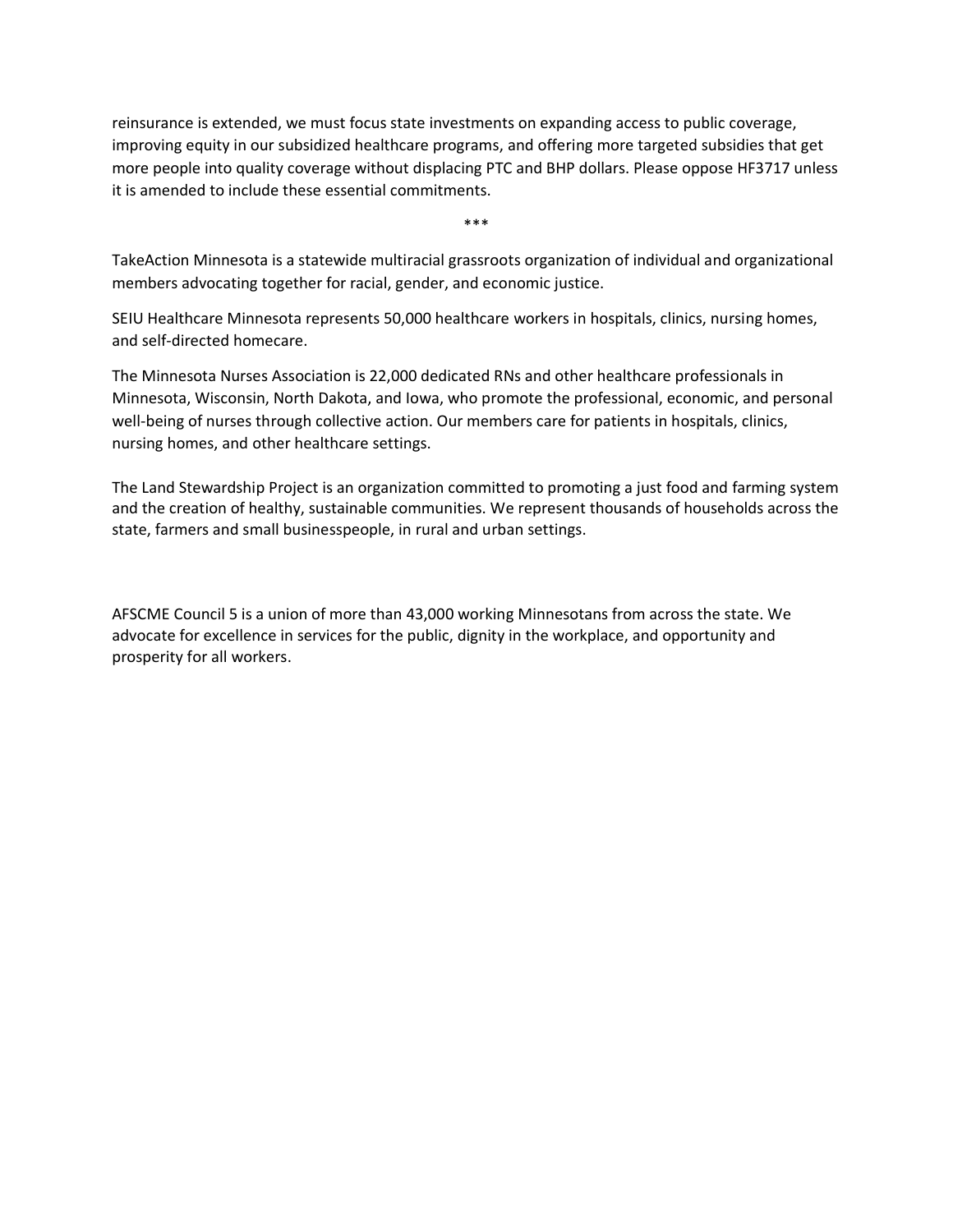reinsurance is extended, we must focus state investments on expanding access to public coverage, improving equity in our subsidized healthcare programs, and offering more targeted subsidies that get more people into quality coverage without displacing PTC and BHP dollars. Please oppose HF3717 unless it is amended to include these essential commitments.

***

TakeAction Minnesota is a statewide multiracial grassroots organization of individual and organizational members advocating together for racial, gender, and economic justice.

SEIU Healthcare Minnesota represents 50,000 healthcare workers in hospitals, clinics, nursing homes, and self-directed homecare.

The Minnesota Nurses Association is 22,000 dedicated RNs and other healthcare professionals in Minnesota, Wisconsin, North Dakota, and Iowa, who promote the professional, economic, and personal well-being of nurses through collective action. Our members care for patients in hospitals, clinics, nursing homes, and other healthcare settings.

The Land Stewardship Project is an organization committed to promoting a just food and farming system and the creation of healthy, sustainable communities. We represent thousands of households across the state, farmers and small businesspeople, in rural and urban settings.

AFSCME Council 5 is a union of more than 43,000 working Minnesotans from across the state. We advocate for excellence in services for the public, dignity in the workplace, and opportunity and prosperity for all workers.